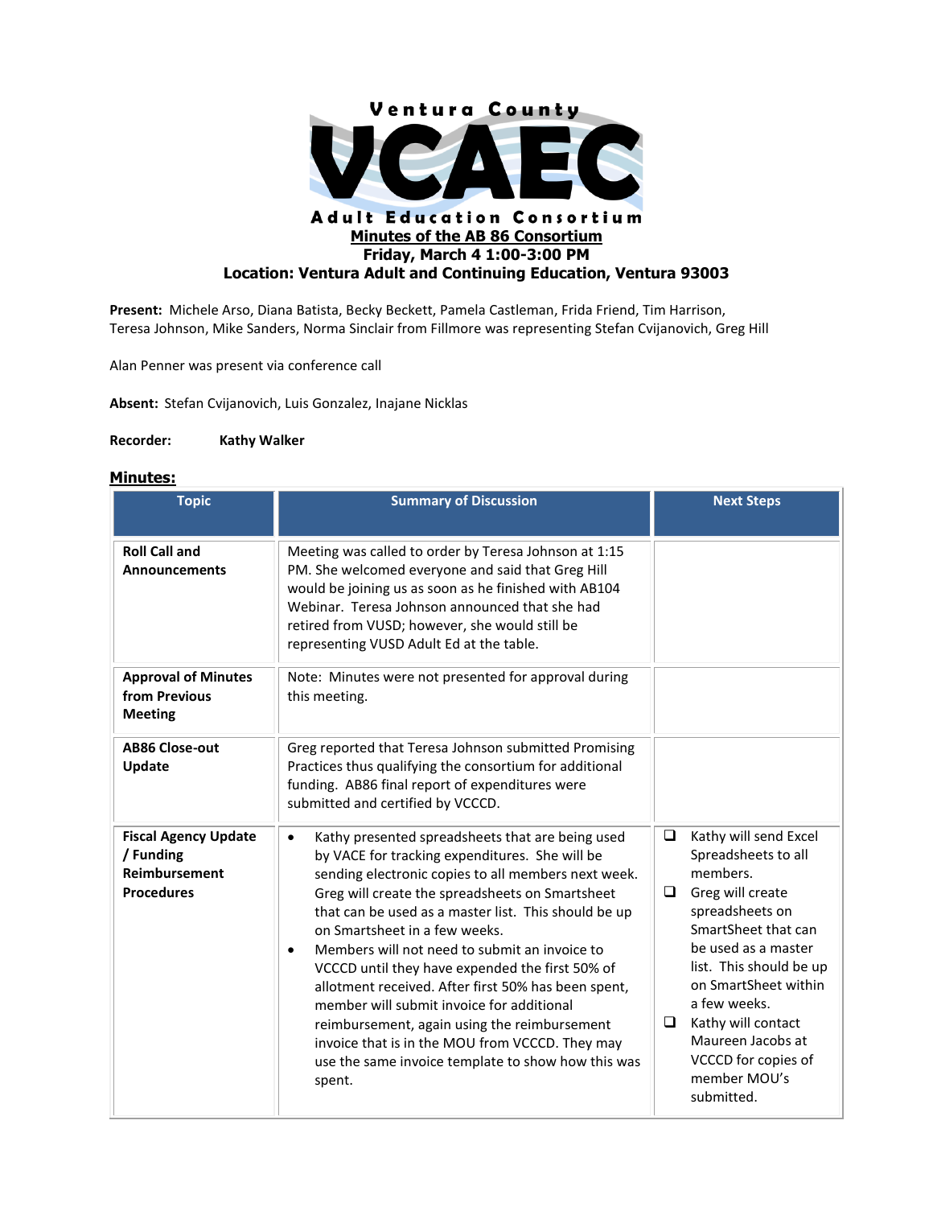Ventura County

# VCAEC

Adult Education Consortium

**Minutes of the AB 86 Consortium**

**Friday, March 4 1:00-3:00 PM**

**Location: Ventura Adult and Continuing Education, Ventura 93003**

**Present:** Michele Arso, Diana Batista, Becky Beckett, Pamela Castleman, Frida Friend, Tim Harrison, Teresa Johnson, Mike Sanders, Norma Sinclair from Fillmore was representing Stefan Cvijanovich, Greg Hill

Alan Penner was present via conference call

**Absent:** Stefan Cvijanovich, Luis Gonzalez, Inajane Nicklas

**Recorder:** **Kathy Walker**

## Minutes:

| Topic | Summary of Discussion | Next Steps |
|---|---|---|
| **Roll Call and Announcements** | Meeting was called to order by Teresa Johnson at 1:15 PM. She welcomed everyone and said that Greg Hill would be joining us as soon as he finished with AB104 Webinar. Teresa Johnson announced that she had retired from VUSD; however, she would still be representing VUSD Adult Ed at the table. | |
| **Approval of Minutes from Previous Meeting** | Note: Minutes were not presented for approval during this meeting. | |
| **AB86 Close-out Update** | Greg reported that Teresa Johnson submitted Promising Practices thus qualifying the consortium for additional funding. AB86 final report of expenditures were submitted and certified by VCCCD. | |
| **Fiscal Agency Update / Funding Reimbursement Procedures** | • Kathy presented spreadsheets that are being used by VACE for tracking expenditures. She will be sending electronic copies to all members next week. Greg will create the spreadsheets on Smartsheet that can be used as a master list. This should be up on Smartsheet in a few weeks.<br>• Members will not need to submit an invoice to VCCCD until they have expended the first 50% of allotment received. After first 50% has been spent, member will submit invoice for additional reimbursement, again using the reimbursement invoice that is in the MOU from VCCCD. They may use the same invoice template to show how this was spent. | ❑ Kathy will send Excel Spreadsheets to all members.<br>❑ Greg will create spreadsheets on SmartSheet that can be used as a master list. This should be up on SmartSheet within a few weeks.<br>❑ Kathy will contact Maureen Jacobs at VCCCD for copies of member MOU's submitted. |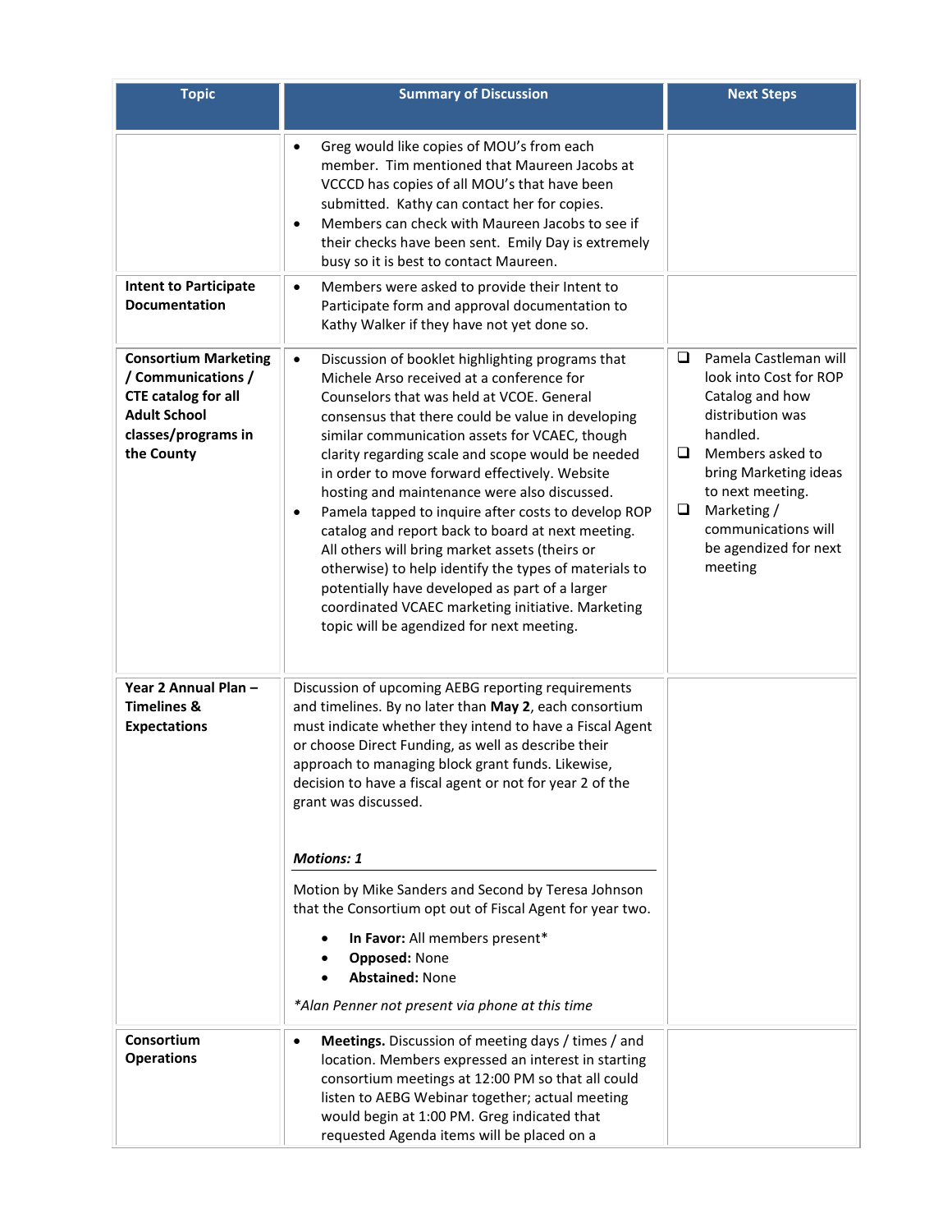| Topic | Summary of Discussion | Next Steps |
|---|---|---|
| | • Greg would like copies of MOU's from each member. Tim mentioned that Maureen Jacobs at VCCCD has copies of all MOU's that have been submitted. Kathy can contact her for copies.<br>• Members can check with Maureen Jacobs to see if their checks have been sent. Emily Day is extremely busy so it is best to contact Maureen. | |
| **Intent to Participate Documentation** | • Members were asked to provide their Intent to Participate form and approval documentation to Kathy Walker if they have not yet done so. | |
| **Consortium Marketing / Communications / CTE catalog for all Adult School classes/programs in the County** | • Discussion of booklet highlighting programs that Michele Arso received at a conference for Counselors that was held at VCOE. General consensus that there could be value in developing similar communication assets for VCAEC, though clarity regarding scale and scope would be needed in order to move forward effectively. Website hosting and maintenance were also discussed.<br>• Pamela tapped to inquire after costs to develop ROP catalog and report back to board at next meeting. All others will bring market assets (theirs or otherwise) to help identify the types of materials to potentially have developed as part of a larger coordinated VCAEC marketing initiative. Marketing topic will be agendized for next meeting. | ❑ Pamela Castleman will look into Cost for ROP Catalog and how distribution was handled.<br>❑ Members asked to bring Marketing ideas to next meeting.<br>❑ Marketing / communications will be agendized for next meeting |
| **Year 2 Annual Plan – Timelines & Expectations** | Discussion of upcoming AEBG reporting requirements and timelines. By no later than **May 2**, each consortium must indicate whether they intend to have a Fiscal Agent or choose Direct Funding, as well as describe their approach to managing block grant funds. Likewise, decision to have a fiscal agent or not for year 2 of the grant was discussed.<br><br>***Motions: 1***<br><br>Motion by Mike Sanders and Second by Teresa Johnson that the Consortium opt out of Fiscal Agent for year two.<br>• **In Favor:** All members present*<br>• **Opposed:** None<br>• **Abstained:** None<br><br>*\*Alan Penner not present via phone at this time* | |
| **Consortium Operations** | • **Meetings.** Discussion of meeting days / times / and location. Members expressed an interest in starting consortium meetings at 12:00 PM so that all could listen to AEBG Webinar together; actual meeting would begin at 1:00 PM. Greg indicated that requested Agenda items will be placed on a | |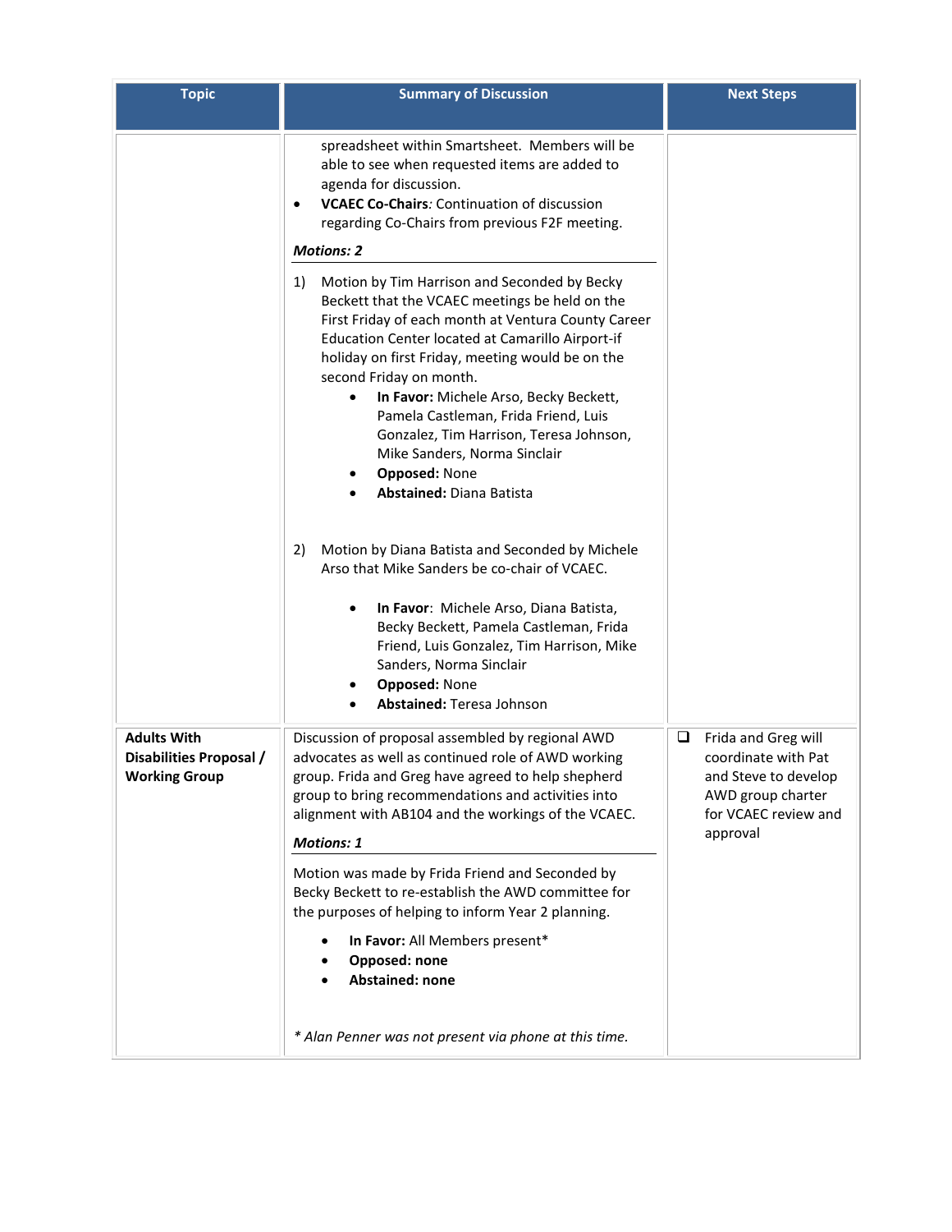| Topic | Summary of Discussion | Next Steps |
|---|---|---|
| | spreadsheet within Smartsheet. Members will be able to see when requested items are added to agenda for discussion.<br>• **VCAEC Co-Chairs**: Continuation of discussion regarding Co-Chairs from previous F2F meeting.<br>***Motions: 2***<br>1) Motion by Tim Harrison and Seconded by Becky Beckett that the VCAEC meetings be held on the First Friday of each month at Ventura County Career Education Center located at Camarillo Airport-if holiday on first Friday, meeting would be on the second Friday on month.<br>• **In Favor:** Michele Arso, Becky Beckett, Pamela Castleman, Frida Friend, Luis Gonzalez, Tim Harrison, Teresa Johnson, Mike Sanders, Norma Sinclair<br>• **Opposed:** None<br>• **Abstained:** Diana Batista<br>2) Motion by Diana Batista and Seconded by Michele Arso that Mike Sanders be co-chair of VCAEC.<br>• **In Favor**: Michele Arso, Diana Batista, Becky Beckett, Pamela Castleman, Frida Friend, Luis Gonzalez, Tim Harrison, Mike Sanders, Norma Sinclair<br>• **Opposed:** None<br>• **Abstained:** Teresa Johnson | |
| **Adults With Disabilities Proposal / Working Group** | Discussion of proposal assembled by regional AWD advocates as well as continued role of AWD working group. Frida and Greg have agreed to help shepherd group to bring recommendations and activities into alignment with AB104 and the workings of the VCAEC.<br>***Motions: 1***<br>Motion was made by Frida Friend and Seconded by Becky Beckett to re-establish the AWD committee for the purposes of helping to inform Year 2 planning.<br>• **In Favor:** All Members present*<br>• **Opposed: none**<br>• **Abstained: none**<br>*\* Alan Penner was not present via phone at this time.* | ❑ Frida and Greg will coordinate with Pat and Steve to develop AWD group charter for VCAEC review and approval |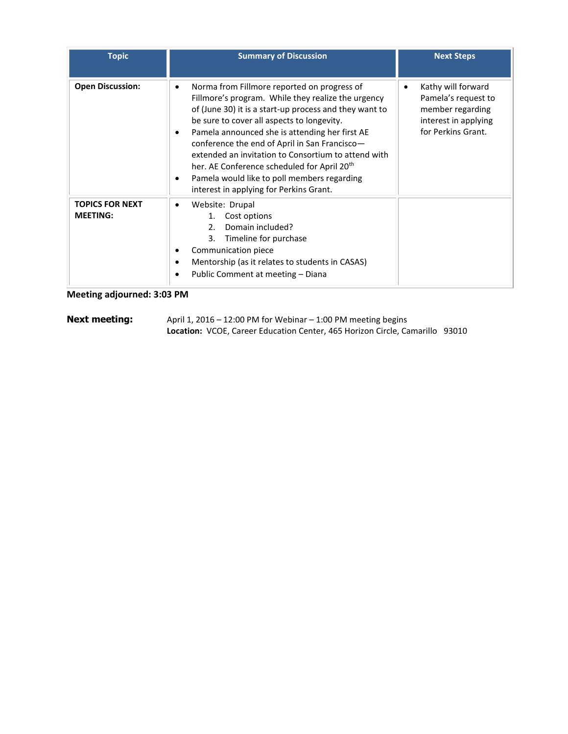| Topic | Summary of Discussion | Next Steps |
|---|---|---|
| **Open Discussion:** | • Norma from Fillmore reported on progress of Fillmore's program. While they realize the urgency of (June 30) it is a start-up process and they want to be sure to cover all aspects to longevity.<br>• Pamela announced she is attending her first AE conference the end of April in San Francisco—extended an invitation to Consortium to attend with her. AE Conference scheduled for April 20th<br>• Pamela would like to poll members regarding interest in applying for Perkins Grant. | • Kathy will forward Pamela's request to member regarding interest in applying for Perkins Grant. |
| **TOPICS FOR NEXT MEETING:** | • Website: Drupal<br>1. Cost options<br>2. Domain included?<br>3. Timeline for purchase<br>• Communication piece<br>• Mentorship (as it relates to students in CASAS)<br>• Public Comment at meeting – Diana | |

**Meeting adjourned: 3:03 PM**

**Next meeting:** April 1, 2016 – 12:00 PM for Webinar – 1:00 PM meeting begins
**Location:** VCOE, Career Education Center, 465 Horizon Circle, Camarillo 93010